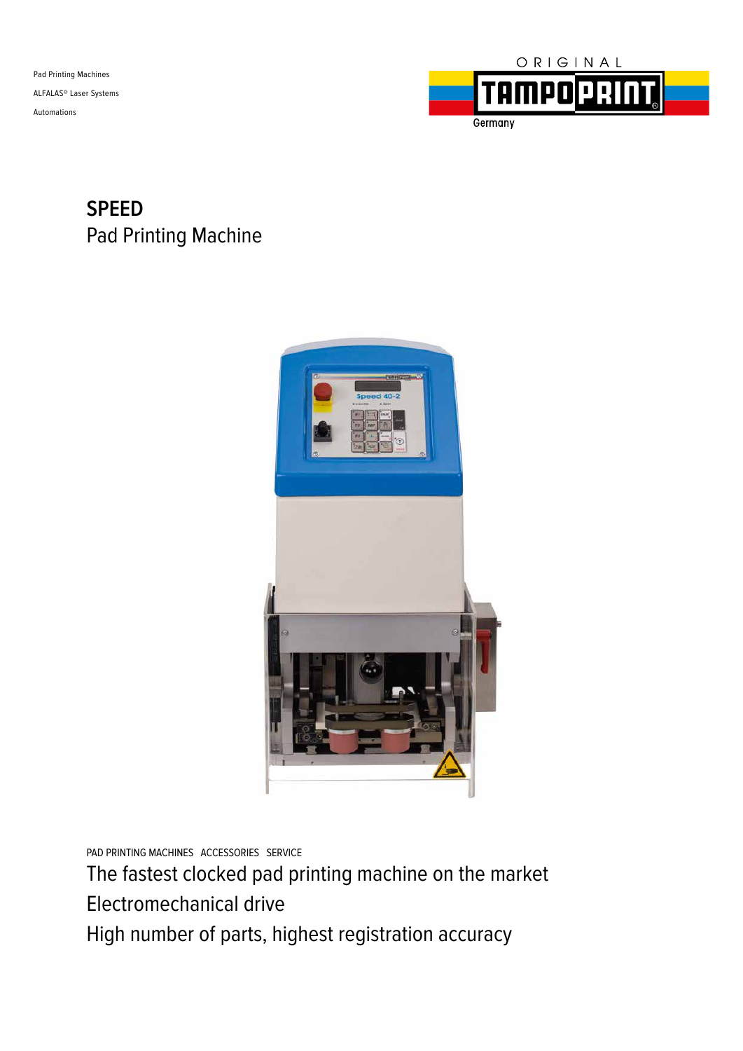Pad Printing Machines

ALFALAS® Laser Systems

Automations

ORIGINAL TAMPOPRINT Germany

# SPEED

## Pad Printing Machine

PAD PRINTING MACHINES ACCESSORIES SERVICE

The fastest clocked pad printing machine on the market

Electromechanical drive

High number of parts, highest registration accuracy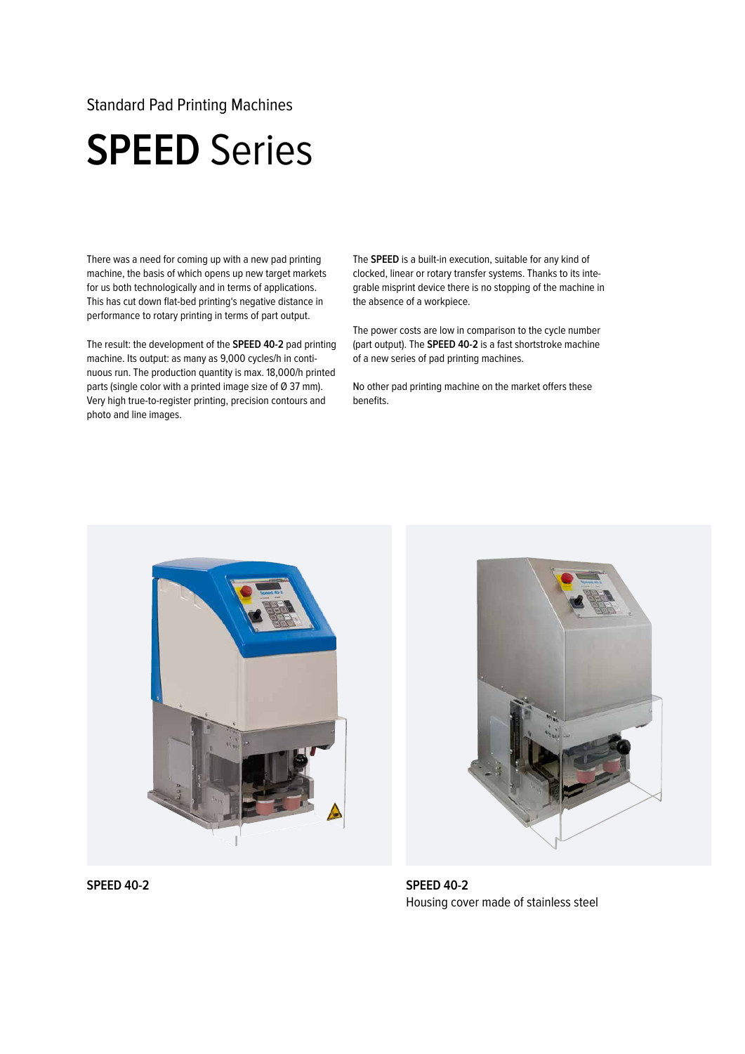Standard Pad Printing Machines

# **SPEED** Series

There was a need for coming up with a new pad printing machine, the basis of which opens up new target markets for us both technologically and in terms of applications. This has cut down flat-bed printing's negative distance in performance to rotary printing in terms of part output.

The result: the development of the **SPEED 40-2** pad printing machine. Its output: as many as 9,000 cycles/h in continuous run. The production quantity is max. 18,000/h printed parts (single color with a printed image size of Ø 37 mm). Very high true-to-register printing, precision contours and photo and line images.

The **SPEED** is a built-in execution, suitable for any kind of clocked, linear or rotary transfer systems. Thanks to its integrable misprint device there is no stopping of the machine in the absence of a workpiece.

The power costs are low in comparison to the cycle number (part output). The **SPEED 40-2** is a fast shortstroke machine of a new series of pad printing machines.

No other pad printing machine on the market offers these benefits.

**SPEED 40-2**

**SPEED 40-2**
Housing cover made of stainless steel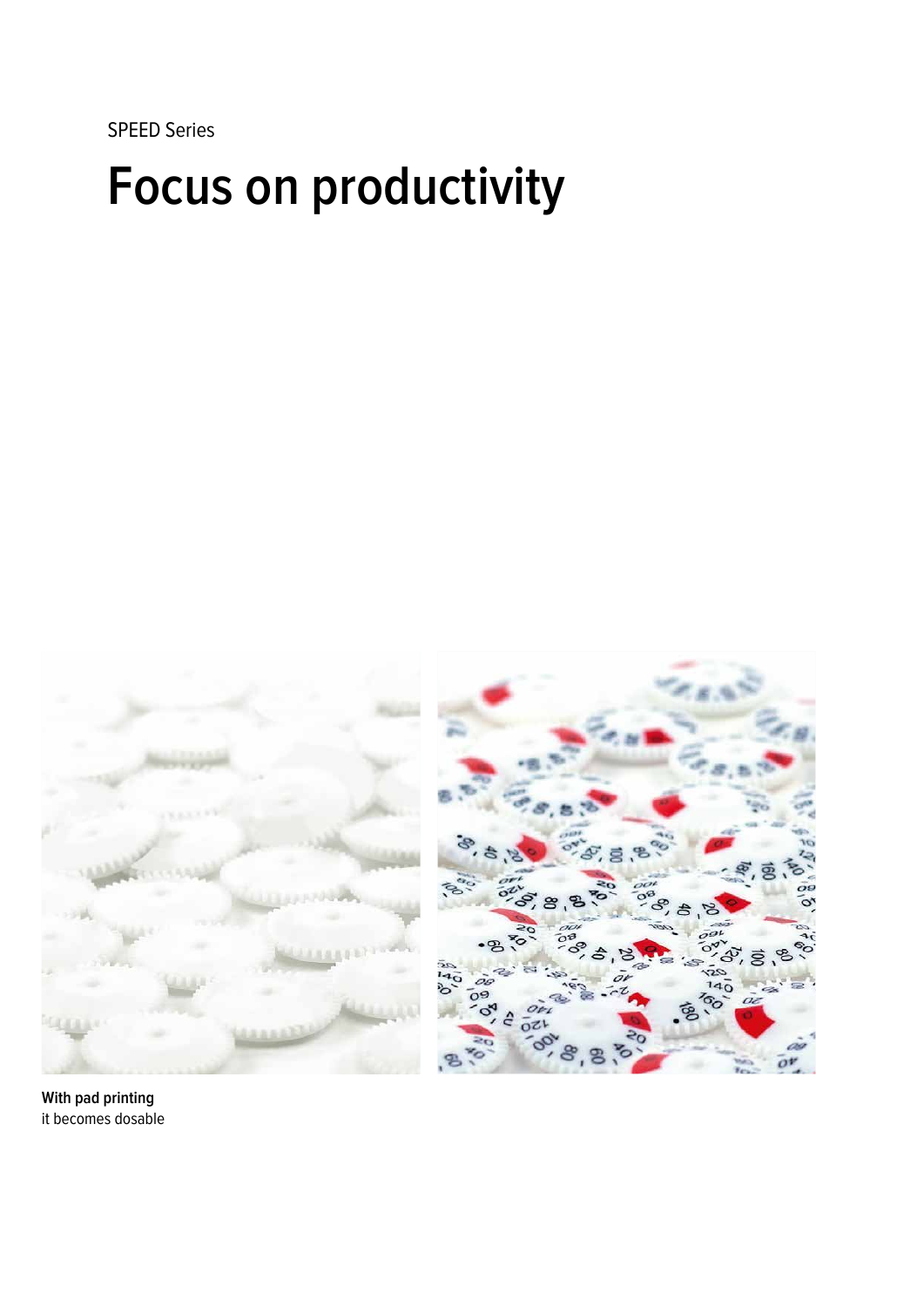SPEED Series

# Focus on productivity

**With pad printing**
it becomes dosable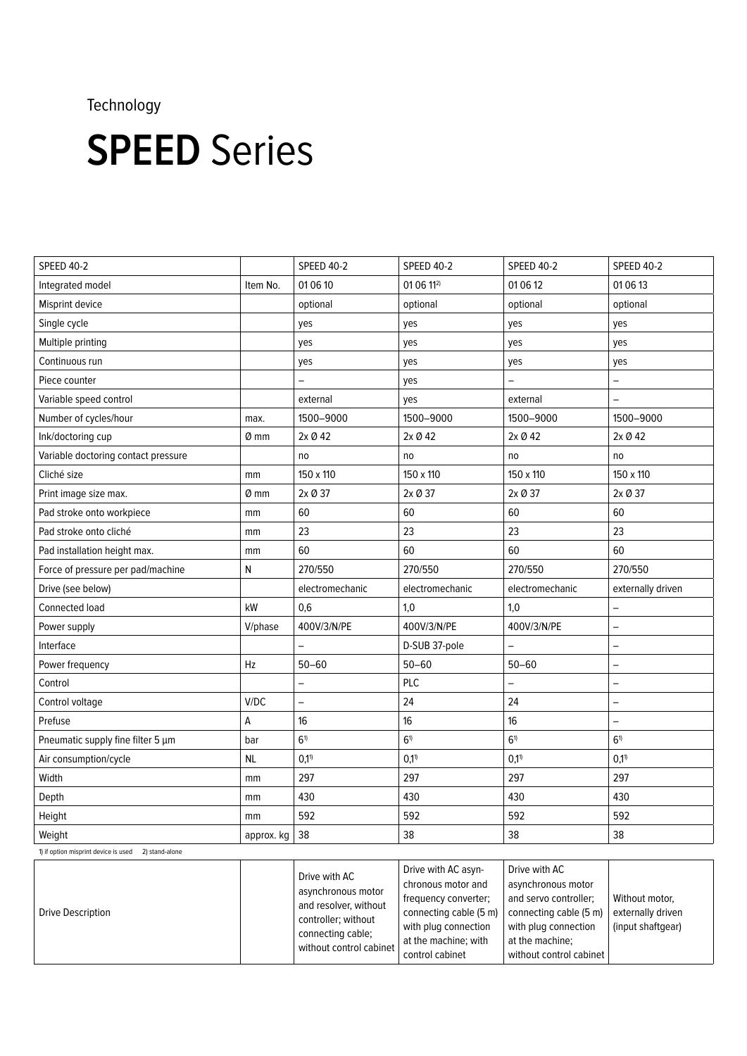Technology

# **SPEED** Series

| SPEED 40-2 | | SPEED 40-2 | SPEED 40-2 | SPEED 40-2 | SPEED 40-2 |
|---|---|---|---|---|---|
| Integrated model | Item No. | 01 06 10 | 01 06 11[2] | 01 06 12 | 01 06 13 |
| Misprint device | | optional | optional | optional | optional |
| Single cycle | | yes | yes | yes | yes |
| Multiple printing | | yes | yes | yes | yes |
| Continuous run | | yes | yes | yes | yes |
| Piece counter | | – | yes | – | – |
| Variable speed control | | external | yes | external | – |
| Number of cycles/hour | max. | 1500–9000 | 1500–9000 | 1500–9000 | 1500–9000 |
| Ink/doctoring cup | Ø mm | 2x Ø 42 | 2x Ø 42 | 2x Ø 42 | 2x Ø 42 |
| Variable doctoring contact pressure | | no | no | no | no |
| Cliché size | mm | 150 x 110 | 150 x 110 | 150 x 110 | 150 x 110 |
| Print image size max. | Ø mm | 2x Ø 37 | 2x Ø 37 | 2x Ø 37 | 2x Ø 37 |
| Pad stroke onto workpiece | mm | 60 | 60 | 60 | 60 |
| Pad stroke onto cliché | mm | 23 | 23 | 23 | 23 |
| Pad installation height max. | mm | 60 | 60 | 60 | 60 |
| Force of pressure per pad/machine | N | 270/550 | 270/550 | 270/550 | 270/550 |
| Drive (see below) | | electromechanic | electromechanic | electromechanic | externally driven |
| Connected load | kW | 0,6 | 1,0 | 1,0 | – |
| Power supply | V/phase | 400V/3/N/PE | 400V/3/N/PE | 400V/3/N/PE | – |
| Interface | | – | D-SUB 37-pole | – | – |
| Power frequency | Hz | 50–60 | 50–60 | 50–60 | – |
| Control | | – | PLC | – | – |
| Control voltage | V/DC | – | 24 | 24 | – |
| Prefuse | A | 16 | 16 | 16 | – |
| Pneumatic supply fine filter 5 µm | bar | 6[1] | 6[1] | 6[1] | 6[1] |
| Air consumption/cycle | NL | 0,1[1] | 0,1[1] | 0,1[1] | 0,1[1] |
| Width | mm | 297 | 297 | 297 | 297 |
| Depth | mm | 430 | 430 | 430 | 430 |
| Height | mm | 592 | 592 | 592 | 592 |
| Weight | approx. kg | 38 | 38 | 38 | 38 |

1) if option misprint device is used 2) stand-alone

| | | | | | |
|---|---|---|---|---|---|
| Drive Description | | Drive with AC asynchronous motor and resolver, without controller; without connecting cable; without control cabinet | Drive with AC asynchronous motor and frequency converter; connecting cable (5 m) with plug connection at the machine; with control cabinet | Drive with AC asynchronous motor and servo controller; connecting cable (5 m) with plug connection at the machine; without control cabinet | Without motor, externally driven (input shaftgear) |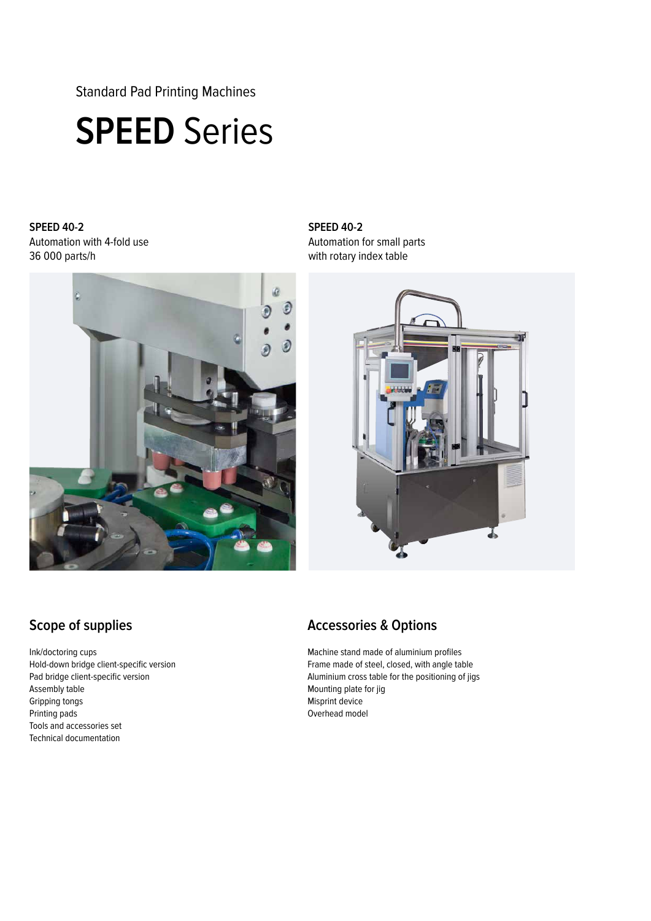Standard Pad Printing Machines

# **SPEED** Series

**SPEED 40-2**
Automation with 4-fold use
36 000 parts/h

**SPEED 40-2**
Automation for small parts
with rotary index table

## Scope of supplies

Ink/doctoring cups
Hold-down bridge client-specific version
Pad bridge client-specific version
Assembly table
Gripping tongs
Printing pads
Tools and accessories set
Technical documentation

## Accessories & Options

Machine stand made of aluminium profiles
Frame made of steel, closed, with angle table
Aluminium cross table for the positioning of jigs
Mounting plate for jig
Misprint device
Overhead model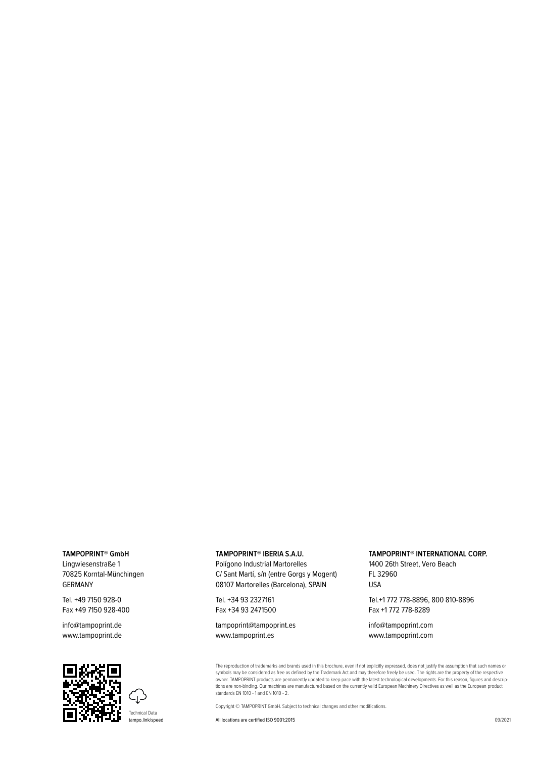**TAMPOPRINT® GmbH**
Lingwiesenstraße 1
70825 Korntal-Münchingen
GERMANY

Tel. +49 7150 928-0
Fax +49 7150 928-400

info@tampoprint.de
www.tampoprint.de

**TAMPOPRINT® IBERIA S.A.U.**
Polígono Industrial Martorelles
C/ Sant Martí, s/n (entre Gorgs y Mogent)
08107 Martorelles (Barcelona), SPAIN

Tel. +34 93 2327161
Fax +34 93 2471500

tampoprint@tampoprint.es
www.tampoprint.es

**TAMPOPRINT® INTERNATIONAL CORP.**
1400 26th Street, Vero Beach
FL 32960
USA

Tel.+1 772 778-8896, 800 810-8896
Fax +1 772 778-8289

info@tampoprint.com
www.tampoprint.com

Technical Data
tampo.link/speed

The reproduction of trademarks and brands used in this brochure, even if not explicitly expressed, does not justify the assumption that such names or symbols may be considered as free as defined by the Trademark Act and may therefore freely be used. The rights are the property of the respective owner. TAMPOPRINT products are permanently updated to keep pace with the latest technological developments. For this reason, figures and descriptions are non-binding. Our machines are manufactured based on the currently valid European Machinery Directives as well as the European product standards EN 1010 - 1 and EN 1010 - 2.

Copyright © TAMPOPRINT GmbH. Subject to technical changes and other modifications.

All locations are certified ISO 9001:2015

09/2021